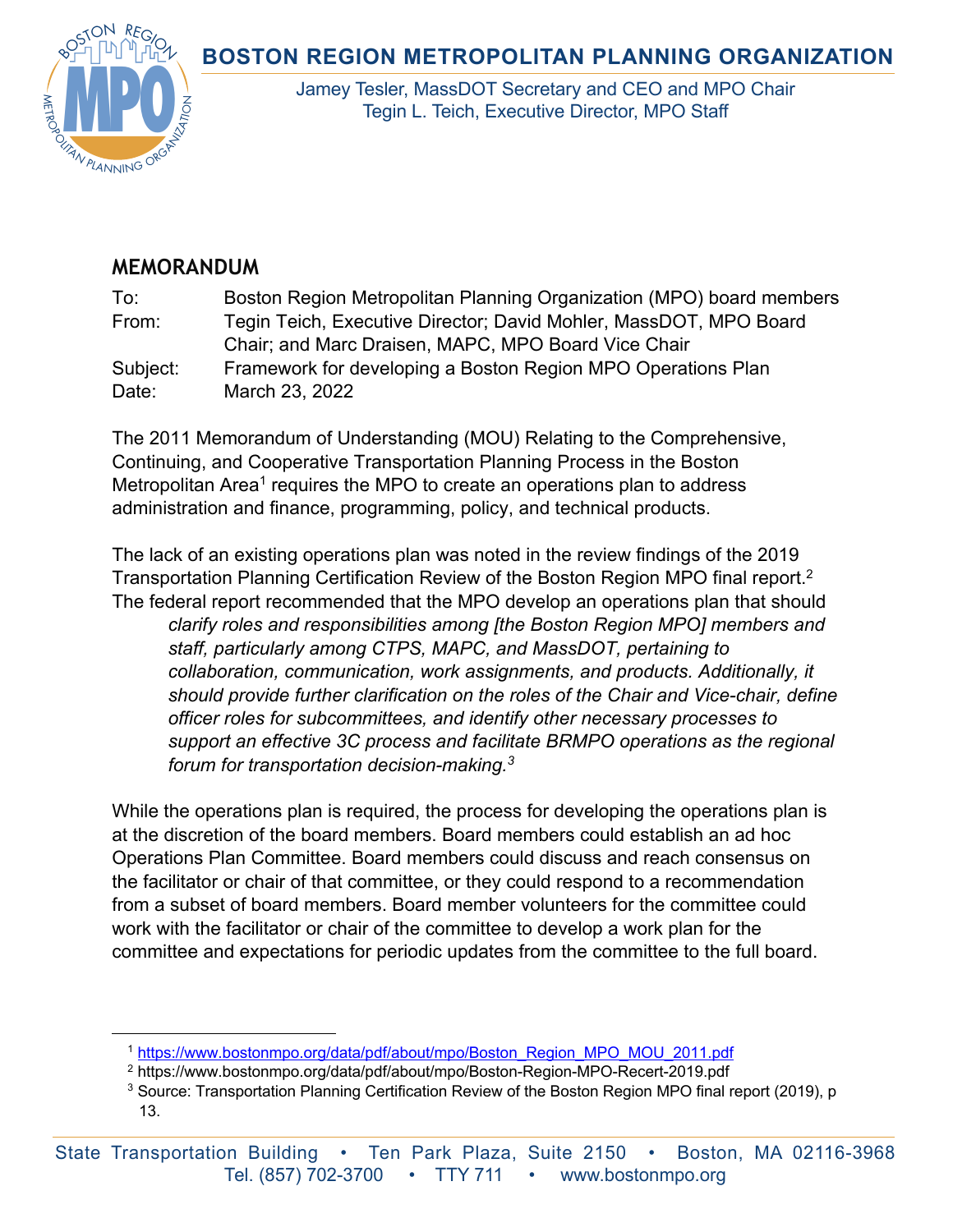# BOSTON REGION METROPOLITAN PLANNING ORGANIZATION

Jamey Tesler, MassDOT Secretary and CEO and MPO Chair
Tegin L. Teich, Executive Director, MPO Staff

## MEMORANDUM

| | |
|---|---|
| To: | Boston Region Metropolitan Planning Organization (MPO) board members |
| From: | Tegin Teich, Executive Director; David Mohler, MassDOT, MPO Board Chair; and Marc Draisen, MAPC, MPO Board Vice Chair |
| Subject: | Framework for developing a Boston Region MPO Operations Plan |
| Date: | March 23, 2022 |

The 2011 Memorandum of Understanding (MOU) Relating to the Comprehensive, Continuing, and Cooperative Transportation Planning Process in the Boston Metropolitan Area[1] requires the MPO to create an operations plan to address administration and finance, programming, policy, and technical products.

The lack of an existing operations plan was noted in the review findings of the 2019 Transportation Planning Certification Review of the Boston Region MPO final report.[2] The federal report recommended that the MPO develop an operations plan that should

> *clarify roles and responsibilities among [the Boston Region MPO] members and staff, particularly among CTPS, MAPC, and MassDOT, pertaining to collaboration, communication, work assignments, and products. Additionally, it should provide further clarification on the roles of the Chair and Vice-chair, define officer roles for subcommittees, and identify other necessary processes to support an effective 3C process and facilitate BRMPO operations as the regional forum for transportation decision-making.*[3]

While the operations plan is required, the process for developing the operations plan is at the discretion of the board members. Board members could establish an ad hoc Operations Plan Committee. Board members could discuss and reach consensus on the facilitator or chair of that committee, or they could respond to a recommendation from a subset of board members. Board member volunteers for the committee could work with the facilitator or chair of the committee to develop a work plan for the committee and expectations for periodic updates from the committee to the full board.

---

[1] https://www.bostonmpo.org/data/pdf/about/mpo/Boston_Region_MPO_MOU_2011.pdf

[2] https://www.bostonmpo.org/data/pdf/about/mpo/Boston-Region-MPO-Recert-2019.pdf

[3] Source: Transportation Planning Certification Review of the Boston Region MPO final report (2019), p 13.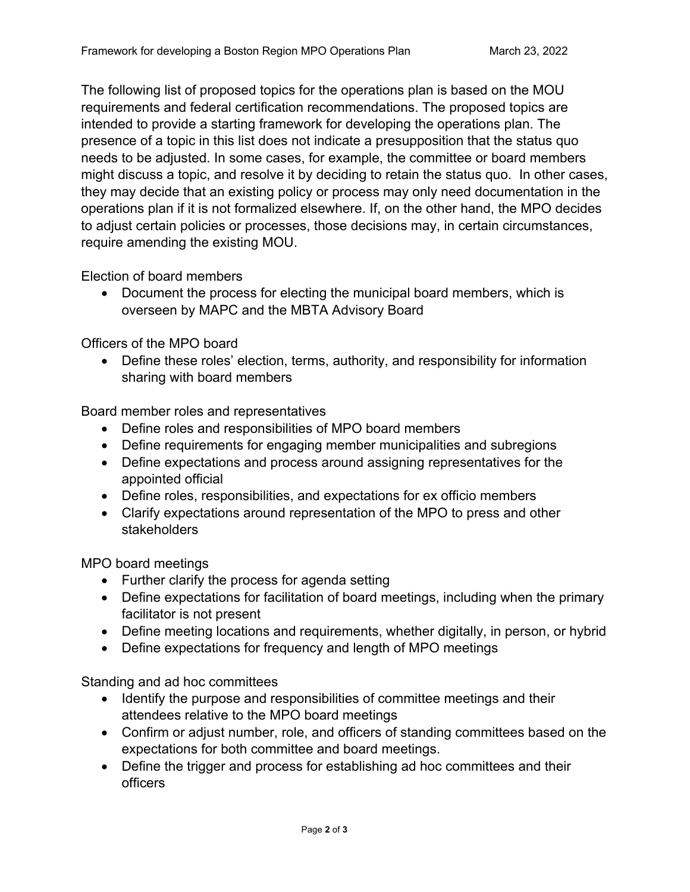The following list of proposed topics for the operations plan is based on the MOU requirements and federal certification recommendations. The proposed topics are intended to provide a starting framework for developing the operations plan. The presence of a topic in this list does not indicate a presupposition that the status quo needs to be adjusted. In some cases, for example, the committee or board members might discuss a topic, and resolve it by deciding to retain the status quo. In other cases, they may decide that an existing policy or process may only need documentation in the operations plan if it is not formalized elsewhere. If, on the other hand, the MPO decides to adjust certain policies or processes, those decisions may, in certain circumstances, require amending the existing MOU.

Election of board members

- Document the process for electing the municipal board members, which is overseen by MAPC and the MBTA Advisory Board

Officers of the MPO board

- Define these roles' election, terms, authority, and responsibility for information sharing with board members

Board member roles and representatives

- Define roles and responsibilities of MPO board members
- Define requirements for engaging member municipalities and subregions
- Define expectations and process around assigning representatives for the appointed official
- Define roles, responsibilities, and expectations for ex officio members
- Clarify expectations around representation of the MPO to press and other stakeholders

MPO board meetings

- Further clarify the process for agenda setting
- Define expectations for facilitation of board meetings, including when the primary facilitator is not present
- Define meeting locations and requirements, whether digitally, in person, or hybrid
- Define expectations for frequency and length of MPO meetings

Standing and ad hoc committees

- Identify the purpose and responsibilities of committee meetings and their attendees relative to the MPO board meetings
- Confirm or adjust number, role, and officers of standing committees based on the expectations for both committee and board meetings.
- Define the trigger and process for establishing ad hoc committees and their officers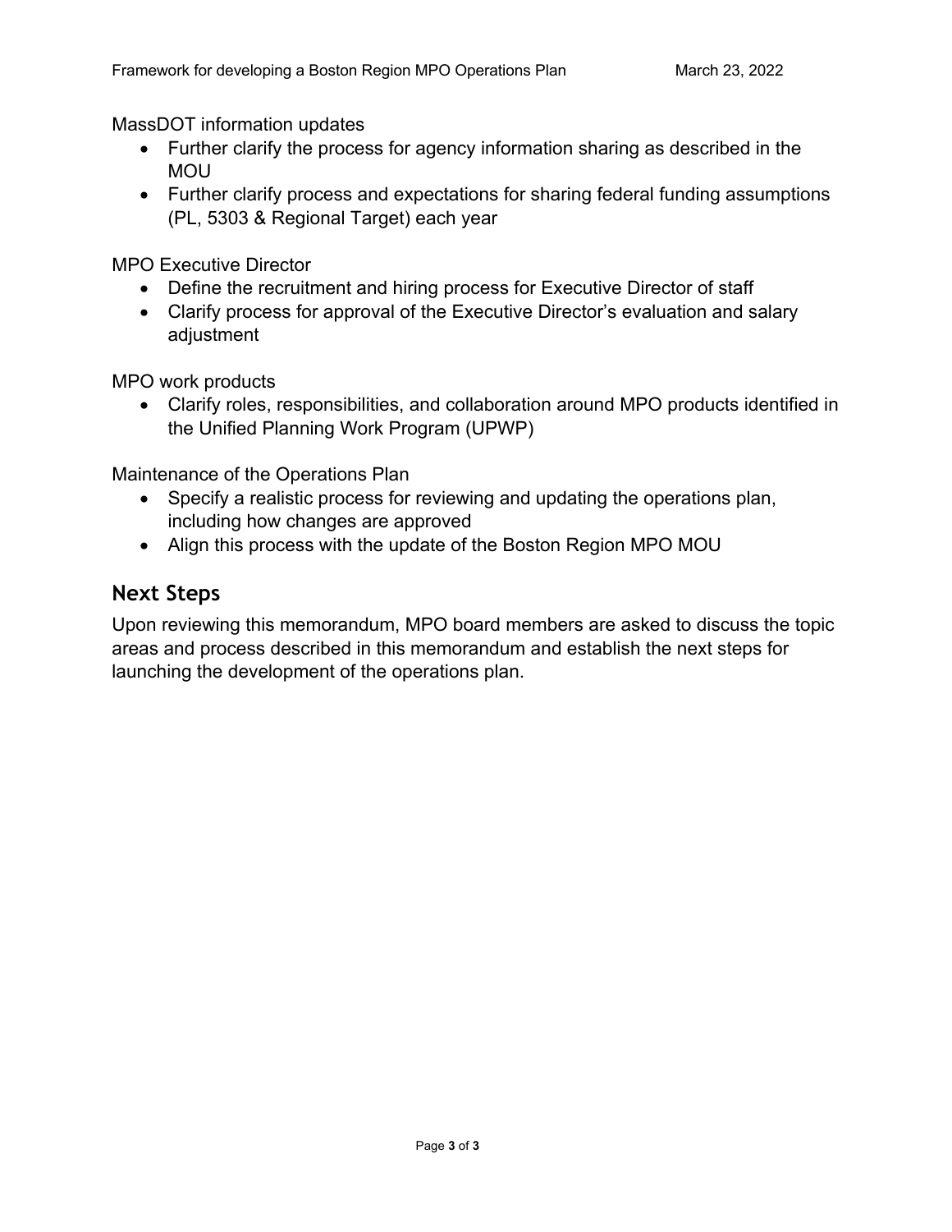MassDOT information updates

- Further clarify the process for agency information sharing as described in the MOU
- Further clarify process and expectations for sharing federal funding assumptions (PL, 5303 & Regional Target) each year

MPO Executive Director

- Define the recruitment and hiring process for Executive Director of staff
- Clarify process for approval of the Executive Director's evaluation and salary adjustment

MPO work products

- Clarify roles, responsibilities, and collaboration around MPO products identified in the Unified Planning Work Program (UPWP)

Maintenance of the Operations Plan

- Specify a realistic process for reviewing and updating the operations plan, including how changes are approved
- Align this process with the update of the Boston Region MPO MOU

## Next Steps

Upon reviewing this memorandum, MPO board members are asked to discuss the topic areas and process described in this memorandum and establish the next steps for launching the development of the operations plan.